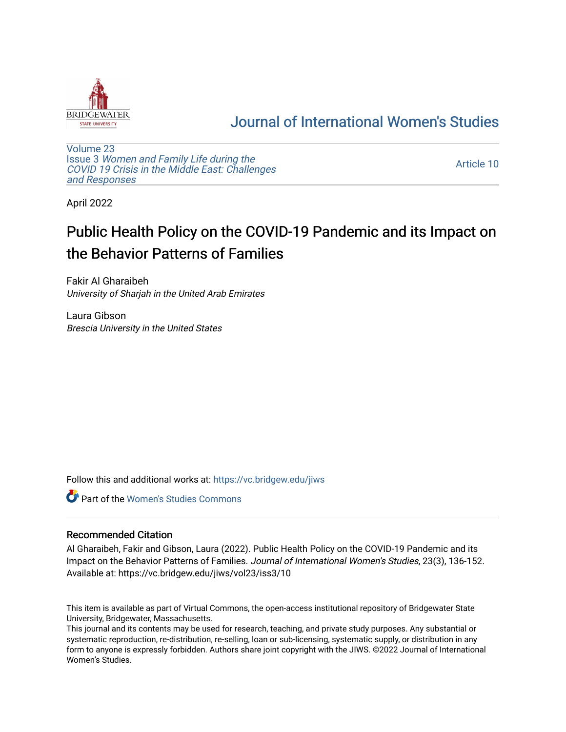Journal of International Women's Studies

Volume 23
Issue 3 *Women and Family Life during the COVID 19 Crisis in the Middle East: Challenges and Responses*

Article 10

April 2022

# Public Health Policy on the COVID-19 Pandemic and its Impact on the Behavior Patterns of Families

Fakir Al Gharaibeh
*University of Sharjah in the United Arab Emirates*

Laura Gibson
*Brescia University in the United States*

Follow this and additional works at: https://vc.bridgew.edu/jiws

Part of the Women's Studies Commons

## Recommended Citation

Al Gharaibeh, Fakir and Gibson, Laura (2022). Public Health Policy on the COVID-19 Pandemic and its Impact on the Behavior Patterns of Families. *Journal of International Women's Studies*, 23(3), 136-152.
Available at: https://vc.bridgew.edu/jiws/vol23/iss3/10

This item is available as part of Virtual Commons, the open-access institutional repository of Bridgewater State University, Bridgewater, Massachusetts.
This journal and its contents may be used for research, teaching, and private study purposes. Any substantial or systematic reproduction, re-distribution, re-selling, loan or sub-licensing, systematic supply, or distribution in any form to anyone is expressly forbidden. Authors share joint copyright with the JIWS. ©2022 Journal of International Women's Studies.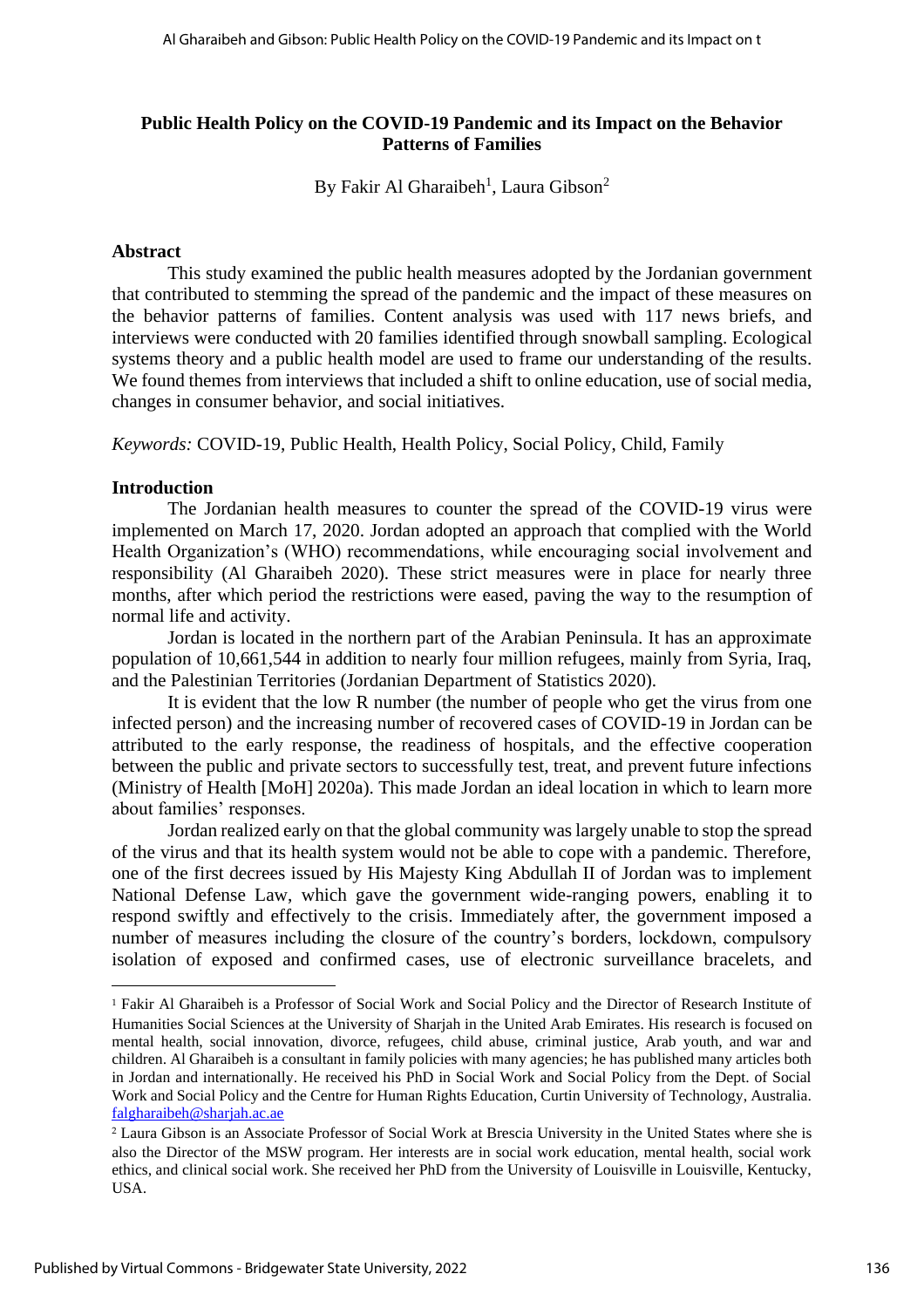**Public Health Policy on the COVID-19 Pandemic and its Impact on the Behavior Patterns of Families**

By Fakir Al Gharaibeh[1], Laura Gibson[2]

### Abstract

This study examined the public health measures adopted by the Jordanian government that contributed to stemming the spread of the pandemic and the impact of these measures on the behavior patterns of families. Content analysis was used with 117 news briefs, and interviews were conducted with 20 families identified through snowball sampling. Ecological systems theory and a public health model are used to frame our understanding of the results. We found themes from interviews that included a shift to online education, use of social media, changes in consumer behavior, and social initiatives.

*Keywords:* COVID-19, Public Health, Health Policy, Social Policy, Child, Family

### Introduction

The Jordanian health measures to counter the spread of the COVID-19 virus were implemented on March 17, 2020. Jordan adopted an approach that complied with the World Health Organization's (WHO) recommendations, while encouraging social involvement and responsibility (Al Gharaibeh 2020). These strict measures were in place for nearly three months, after which period the restrictions were eased, paving the way to the resumption of normal life and activity.

Jordan is located in the northern part of the Arabian Peninsula. It has an approximate population of 10,661,544 in addition to nearly four million refugees, mainly from Syria, Iraq, and the Palestinian Territories (Jordanian Department of Statistics 2020).

It is evident that the low R number (the number of people who get the virus from one infected person) and the increasing number of recovered cases of COVID-19 in Jordan can be attributed to the early response, the readiness of hospitals, and the effective cooperation between the public and private sectors to successfully test, treat, and prevent future infections (Ministry of Health [MoH] 2020a). This made Jordan an ideal location in which to learn more about families' responses.

Jordan realized early on that the global community was largely unable to stop the spread of the virus and that its health system would not be able to cope with a pandemic. Therefore, one of the first decrees issued by His Majesty King Abdullah II of Jordan was to implement National Defense Law, which gave the government wide-ranging powers, enabling it to respond swiftly and effectively to the crisis. Immediately after, the government imposed a number of measures including the closure of the country's borders, lockdown, compulsory isolation of exposed and confirmed cases, use of electronic surveillance bracelets, and

---

[1] Fakir Al Gharaibeh is a Professor of Social Work and Social Policy and the Director of Research Institute of Humanities Social Sciences at the University of Sharjah in the United Arab Emirates. His research is focused on mental health, social innovation, divorce, refugees, child abuse, criminal justice, Arab youth, and war and children. Al Gharaibeh is a consultant in family policies with many agencies; he has published many articles both in Jordan and internationally. He received his PhD in Social Work and Social Policy from the Dept. of Social Work and Social Policy and the Centre for Human Rights Education, Curtin University of Technology, Australia. falgharaibeh@sharjah.ac.ae

[2] Laura Gibson is an Associate Professor of Social Work at Brescia University in the United States where she is also the Director of the MSW program. Her interests are in social work education, mental health, social work ethics, and clinical social work. She received her PhD from the University of Louisville in Louisville, Kentucky, USA.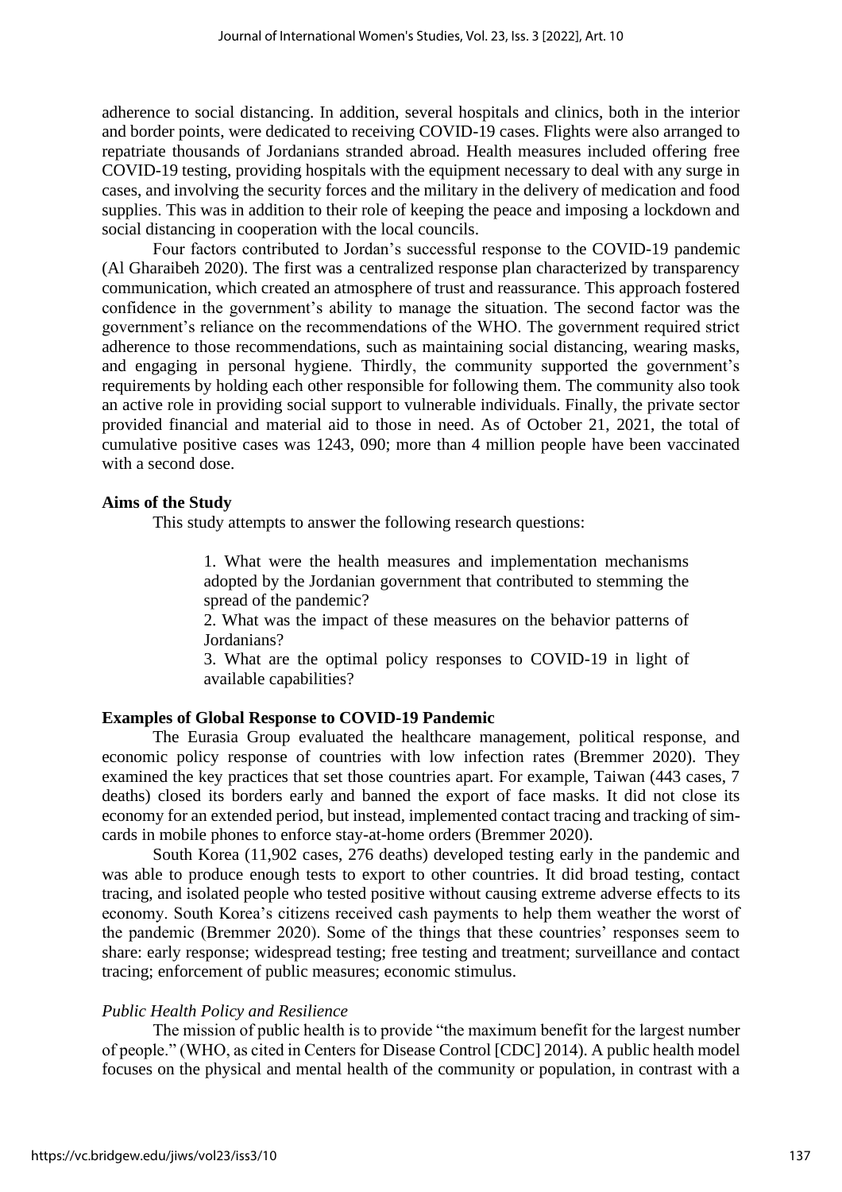adherence to social distancing. In addition, several hospitals and clinics, both in the interior and border points, were dedicated to receiving COVID-19 cases. Flights were also arranged to repatriate thousands of Jordanians stranded abroad. Health measures included offering free COVID-19 testing, providing hospitals with the equipment necessary to deal with any surge in cases, and involving the security forces and the military in the delivery of medication and food supplies. This was in addition to their role of keeping the peace and imposing a lockdown and social distancing in cooperation with the local councils.

Four factors contributed to Jordan's successful response to the COVID-19 pandemic (Al Gharaibeh 2020). The first was a centralized response plan characterized by transparency communication, which created an atmosphere of trust and reassurance. This approach fostered confidence in the government's ability to manage the situation. The second factor was the government's reliance on the recommendations of the WHO. The government required strict adherence to those recommendations, such as maintaining social distancing, wearing masks, and engaging in personal hygiene. Thirdly, the community supported the government's requirements by holding each other responsible for following them. The community also took an active role in providing social support to vulnerable individuals. Finally, the private sector provided financial and material aid to those in need. As of October 21, 2021, the total of cumulative positive cases was 1243, 090; more than 4 million people have been vaccinated with a second dose.

**Aims of the Study**

This study attempts to answer the following research questions:

> 1. What were the health measures and implementation mechanisms adopted by the Jordanian government that contributed to stemming the spread of the pandemic?
> 2. What was the impact of these measures on the behavior patterns of Jordanians?
> 3. What are the optimal policy responses to COVID-19 in light of available capabilities?

**Examples of Global Response to COVID-19 Pandemic**

The Eurasia Group evaluated the healthcare management, political response, and economic policy response of countries with low infection rates (Bremmer 2020). They examined the key practices that set those countries apart. For example, Taiwan (443 cases, 7 deaths) closed its borders early and banned the export of face masks. It did not close its economy for an extended period, but instead, implemented contact tracing and tracking of sim-cards in mobile phones to enforce stay-at-home orders (Bremmer 2020).

South Korea (11,902 cases, 276 deaths) developed testing early in the pandemic and was able to produce enough tests to export to other countries. It did broad testing, contact tracing, and isolated people who tested positive without causing extreme adverse effects to its economy. South Korea's citizens received cash payments to help them weather the worst of the pandemic (Bremmer 2020). Some of the things that these countries' responses seem to share: early response; widespread testing; free testing and treatment; surveillance and contact tracing; enforcement of public measures; economic stimulus.

*Public Health Policy and Resilience*

The mission of public health is to provide "the maximum benefit for the largest number of people." (WHO, as cited in Centers for Disease Control [CDC] 2014). A public health model focuses on the physical and mental health of the community or population, in contrast with a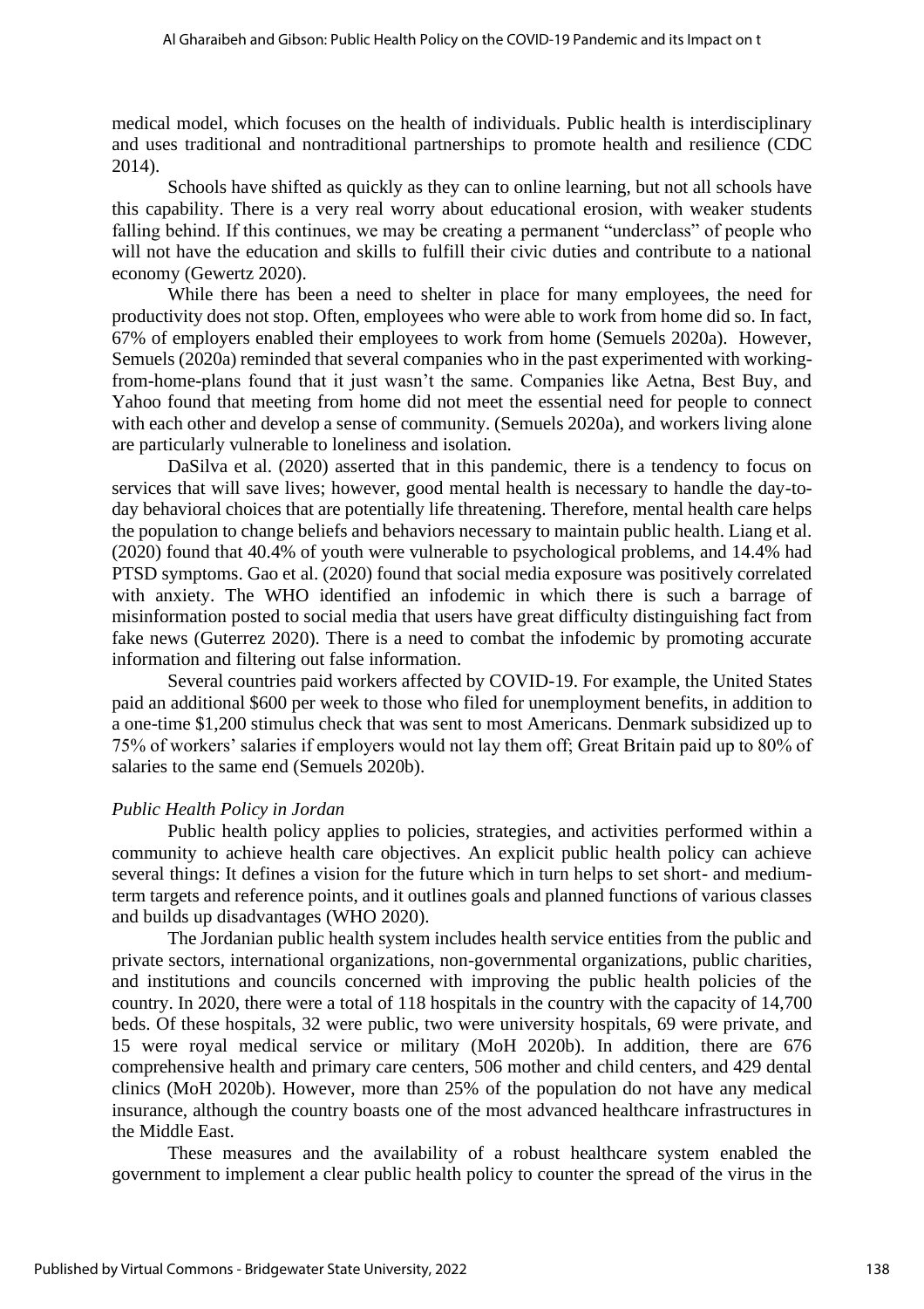medical model, which focuses on the health of individuals. Public health is interdisciplinary and uses traditional and nontraditional partnerships to promote health and resilience (CDC 2014).

Schools have shifted as quickly as they can to online learning, but not all schools have this capability. There is a very real worry about educational erosion, with weaker students falling behind. If this continues, we may be creating a permanent "underclass" of people who will not have the education and skills to fulfill their civic duties and contribute to a national economy (Gewertz 2020).

While there has been a need to shelter in place for many employees, the need for productivity does not stop. Often, employees who were able to work from home did so. In fact, 67% of employers enabled their employees to work from home (Semuels 2020a). However, Semuels (2020a) reminded that several companies who in the past experimented with working-from-home-plans found that it just wasn't the same. Companies like Aetna, Best Buy, and Yahoo found that meeting from home did not meet the essential need for people to connect with each other and develop a sense of community. (Semuels 2020a), and workers living alone are particularly vulnerable to loneliness and isolation.

DaSilva et al. (2020) asserted that in this pandemic, there is a tendency to focus on services that will save lives; however, good mental health is necessary to handle the day-to-day behavioral choices that are potentially life threatening. Therefore, mental health care helps the population to change beliefs and behaviors necessary to maintain public health. Liang et al. (2020) found that 40.4% of youth were vulnerable to psychological problems, and 14.4% had PTSD symptoms. Gao et al. (2020) found that social media exposure was positively correlated with anxiety. The WHO identified an infodemic in which there is such a barrage of misinformation posted to social media that users have great difficulty distinguishing fact from fake news (Guterrez 2020). There is a need to combat the infodemic by promoting accurate information and filtering out false information.

Several countries paid workers affected by COVID-19. For example, the United States paid an additional $600 per week to those who filed for unemployment benefits, in addition to a one-time $1,200 stimulus check that was sent to most Americans. Denmark subsidized up to 75% of workers' salaries if employers would not lay them off; Great Britain paid up to 80% of salaries to the same end (Semuels 2020b).

*Public Health Policy in Jordan*

Public health policy applies to policies, strategies, and activities performed within a community to achieve health care objectives. An explicit public health policy can achieve several things: It defines a vision for the future which in turn helps to set short- and medium-term targets and reference points, and it outlines goals and planned functions of various classes and builds up disadvantages (WHO 2020).

The Jordanian public health system includes health service entities from the public and private sectors, international organizations, non-governmental organizations, public charities, and institutions and councils concerned with improving the public health policies of the country. In 2020, there were a total of 118 hospitals in the country with the capacity of 14,700 beds. Of these hospitals, 32 were public, two were university hospitals, 69 were private, and 15 were royal medical service or military (MoH 2020b). In addition, there are 676 comprehensive health and primary care centers, 506 mother and child centers, and 429 dental clinics (MoH 2020b). However, more than 25% of the population do not have any medical insurance, although the country boasts one of the most advanced healthcare infrastructures in the Middle East.

These measures and the availability of a robust healthcare system enabled the government to implement a clear public health policy to counter the spread of the virus in the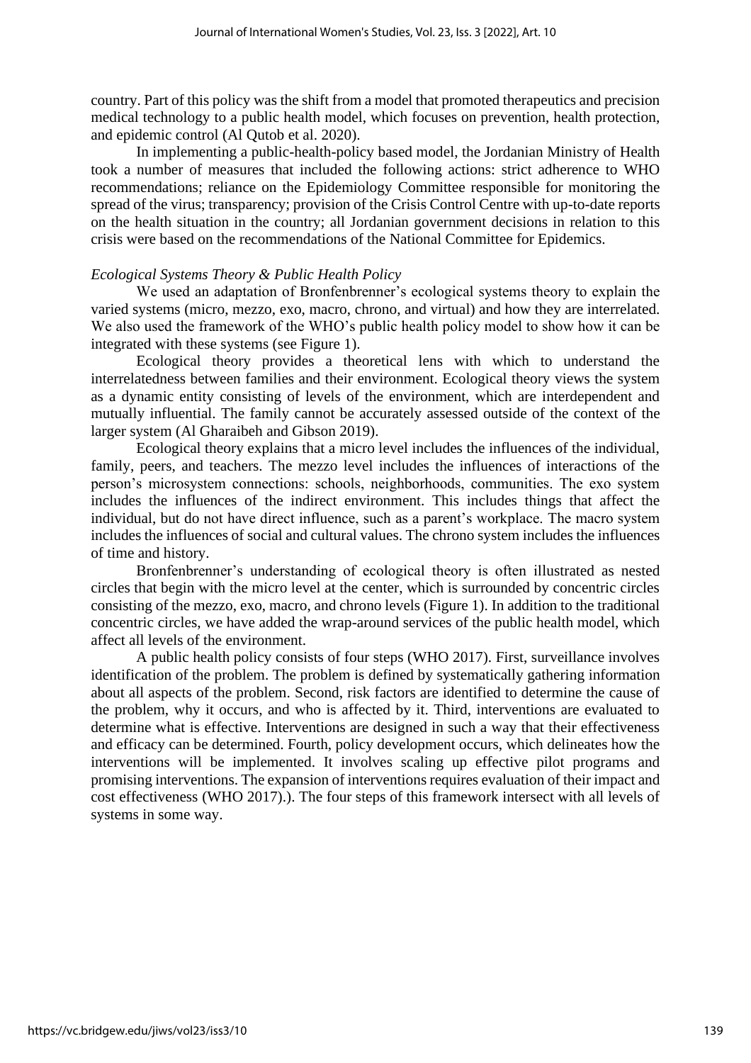country. Part of this policy was the shift from a model that promoted therapeutics and precision medical technology to a public health model, which focuses on prevention, health protection, and epidemic control (Al Qutob et al. 2020).

In implementing a public-health-policy based model, the Jordanian Ministry of Health took a number of measures that included the following actions: strict adherence to WHO recommendations; reliance on the Epidemiology Committee responsible for monitoring the spread of the virus; transparency; provision of the Crisis Control Centre with up-to-date reports on the health situation in the country; all Jordanian government decisions in relation to this crisis were based on the recommendations of the National Committee for Epidemics.

*Ecological Systems Theory & Public Health Policy*

We used an adaptation of Bronfenbrenner's ecological systems theory to explain the varied systems (micro, mezzo, exo, macro, chrono, and virtual) and how they are interrelated. We also used the framework of the WHO's public health policy model to show how it can be integrated with these systems (see Figure 1).

Ecological theory provides a theoretical lens with which to understand the interrelatedness between families and their environment. Ecological theory views the system as a dynamic entity consisting of levels of the environment, which are interdependent and mutually influential. The family cannot be accurately assessed outside of the context of the larger system (Al Gharaibeh and Gibson 2019).

Ecological theory explains that a micro level includes the influences of the individual, family, peers, and teachers. The mezzo level includes the influences of interactions of the person's microsystem connections: schools, neighborhoods, communities. The exo system includes the influences of the indirect environment. This includes things that affect the individual, but do not have direct influence, such as a parent's workplace. The macro system includes the influences of social and cultural values. The chrono system includes the influences of time and history.

Bronfenbrenner's understanding of ecological theory is often illustrated as nested circles that begin with the micro level at the center, which is surrounded by concentric circles consisting of the mezzo, exo, macro, and chrono levels (Figure 1). In addition to the traditional concentric circles, we have added the wrap-around services of the public health model, which affect all levels of the environment.

A public health policy consists of four steps (WHO 2017). First, surveillance involves identification of the problem. The problem is defined by systematically gathering information about all aspects of the problem. Second, risk factors are identified to determine the cause of the problem, why it occurs, and who is affected by it. Third, interventions are evaluated to determine what is effective. Interventions are designed in such a way that their effectiveness and efficacy can be determined. Fourth, policy development occurs, which delineates how the interventions will be implemented. It involves scaling up effective pilot programs and promising interventions. The expansion of interventions requires evaluation of their impact and cost effectiveness (WHO 2017).). The four steps of this framework intersect with all levels of systems in some way.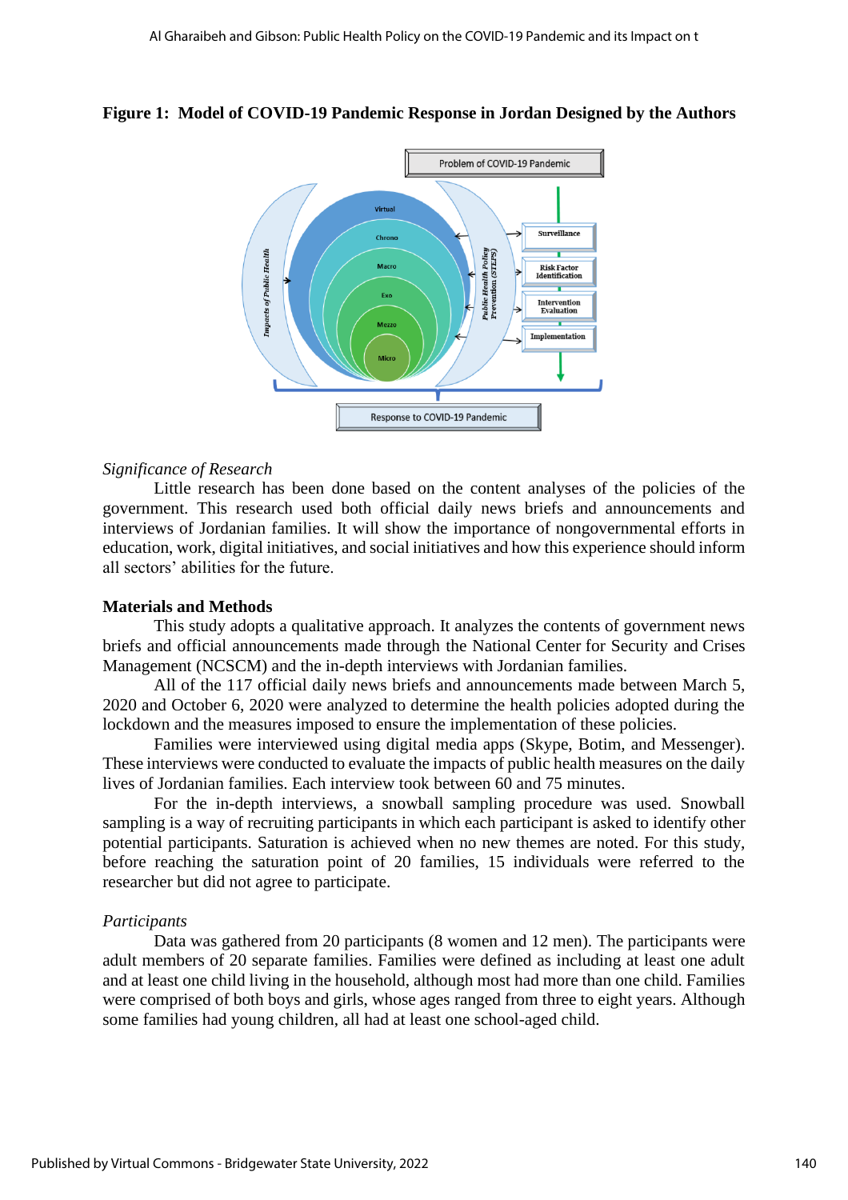**Figure 1: Model of COVID-19 Pandemic Response in Jordan Designed by the Authors**

*Significance of Research*

Little research has been done based on the content analyses of the policies of the government. This research used both official daily news briefs and announcements and interviews of Jordanian families. It will show the importance of nongovernmental efforts in education, work, digital initiatives, and social initiatives and how this experience should inform all sectors' abilities for the future.

## Materials and Methods

This study adopts a qualitative approach. It analyzes the contents of government news briefs and official announcements made through the National Center for Security and Crises Management (NCSCM) and the in-depth interviews with Jordanian families.

All of the 117 official daily news briefs and announcements made between March 5, 2020 and October 6, 2020 were analyzed to determine the health policies adopted during the lockdown and the measures imposed to ensure the implementation of these policies.

Families were interviewed using digital media apps (Skype, Botim, and Messenger). These interviews were conducted to evaluate the impacts of public health measures on the daily lives of Jordanian families. Each interview took between 60 and 75 minutes.

For the in-depth interviews, a snowball sampling procedure was used. Snowball sampling is a way of recruiting participants in which each participant is asked to identify other potential participants. Saturation is achieved when no new themes are noted. For this study, before reaching the saturation point of 20 families, 15 individuals were referred to the researcher but did not agree to participate.

*Participants*

Data was gathered from 20 participants (8 women and 12 men). The participants were adult members of 20 separate families. Families were defined as including at least one adult and at least one child living in the household, although most had more than one child. Families were comprised of both boys and girls, whose ages ranged from three to eight years. Although some families had young children, all had at least one school-aged child.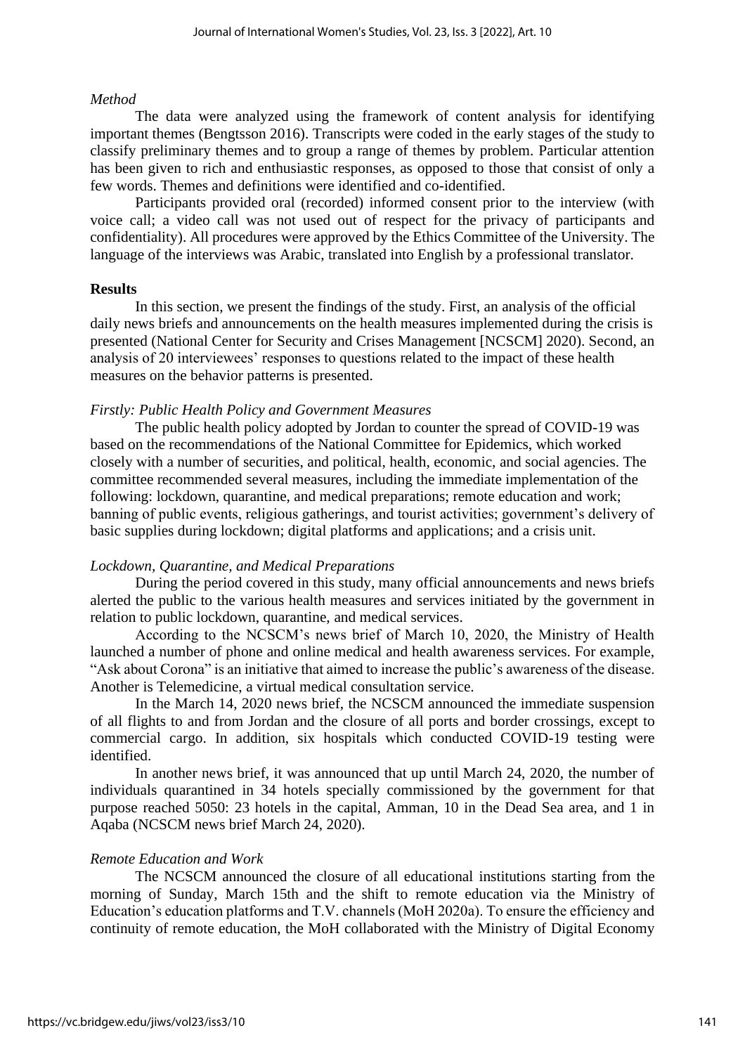*Method*

The data were analyzed using the framework of content analysis for identifying important themes (Bengtsson 2016). Transcripts were coded in the early stages of the study to classify preliminary themes and to group a range of themes by problem. Particular attention has been given to rich and enthusiastic responses, as opposed to those that consist of only a few words. Themes and definitions were identified and co-identified.

Participants provided oral (recorded) informed consent prior to the interview (with voice call; a video call was not used out of respect for the privacy of participants and confidentiality). All procedures were approved by the Ethics Committee of the University. The language of the interviews was Arabic, translated into English by a professional translator.

**Results**

In this section, we present the findings of the study. First, an analysis of the official daily news briefs and announcements on the health measures implemented during the crisis is presented (National Center for Security and Crises Management [NCSCM] 2020). Second, an analysis of 20 interviewees' responses to questions related to the impact of these health measures on the behavior patterns is presented.

*Firstly: Public Health Policy and Government Measures*

The public health policy adopted by Jordan to counter the spread of COVID-19 was based on the recommendations of the National Committee for Epidemics, which worked closely with a number of securities, and political, health, economic, and social agencies. The committee recommended several measures, including the immediate implementation of the following: lockdown, quarantine, and medical preparations; remote education and work; banning of public events, religious gatherings, and tourist activities; government's delivery of basic supplies during lockdown; digital platforms and applications; and a crisis unit.

*Lockdown, Quarantine, and Medical Preparations*

During the period covered in this study, many official announcements and news briefs alerted the public to the various health measures and services initiated by the government in relation to public lockdown, quarantine, and medical services.

According to the NCSCM's news brief of March 10, 2020, the Ministry of Health launched a number of phone and online medical and health awareness services. For example, "Ask about Corona" is an initiative that aimed to increase the public's awareness of the disease. Another is Telemedicine, a virtual medical consultation service.

In the March 14, 2020 news brief, the NCSCM announced the immediate suspension of all flights to and from Jordan and the closure of all ports and border crossings, except to commercial cargo. In addition, six hospitals which conducted COVID-19 testing were identified.

In another news brief, it was announced that up until March 24, 2020, the number of individuals quarantined in 34 hotels specially commissioned by the government for that purpose reached 5050: 23 hotels in the capital, Amman, 10 in the Dead Sea area, and 1 in Aqaba (NCSCM news brief March 24, 2020).

*Remote Education and Work*

The NCSCM announced the closure of all educational institutions starting from the morning of Sunday, March 15th and the shift to remote education via the Ministry of Education's education platforms and T.V. channels (MoH 2020a). To ensure the efficiency and continuity of remote education, the MoH collaborated with the Ministry of Digital Economy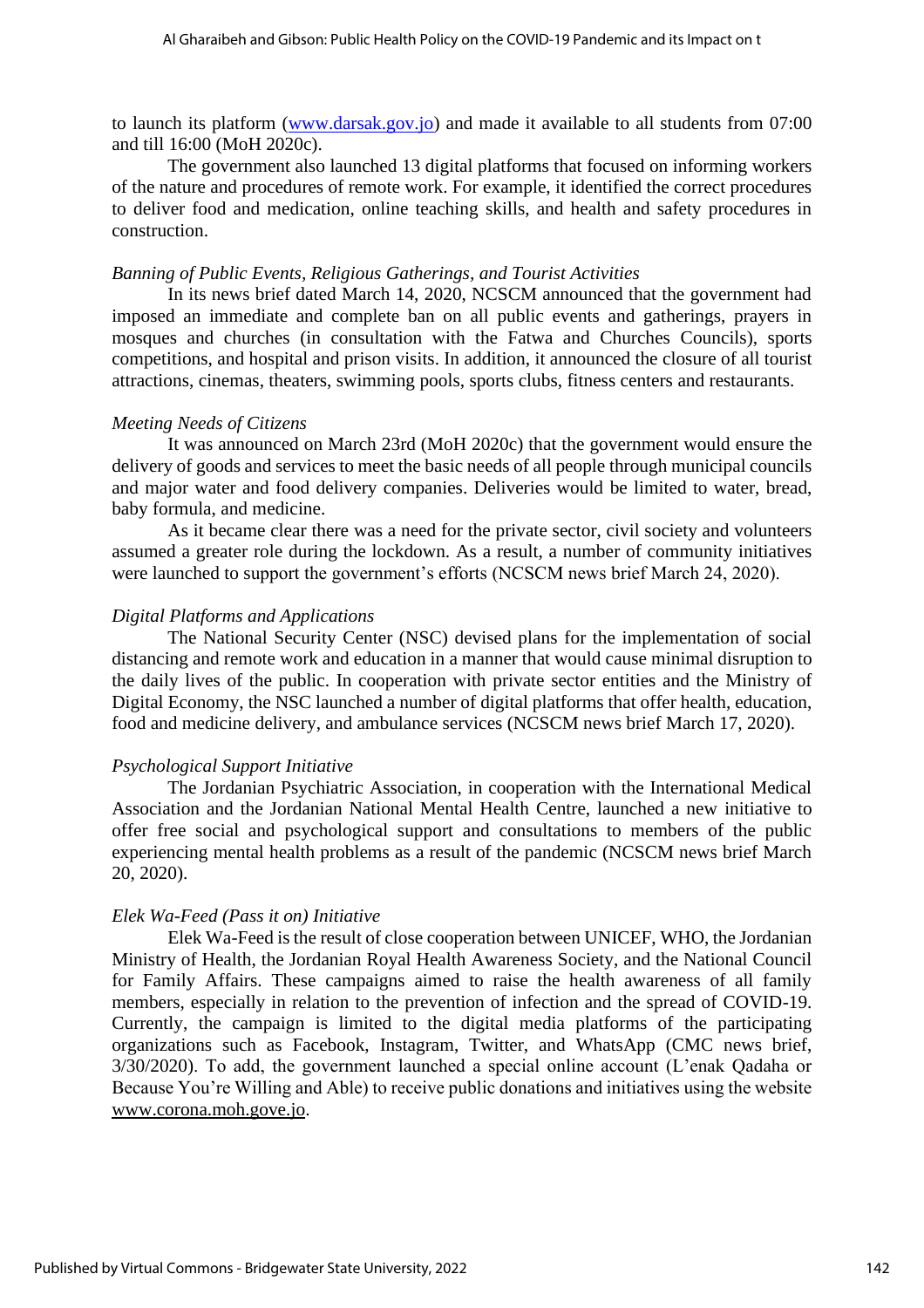to launch its platform (www.darsak.gov.jo) and made it available to all students from 07:00 and till 16:00 (MoH 2020c).

The government also launched 13 digital platforms that focused on informing workers of the nature and procedures of remote work. For example, it identified the correct procedures to deliver food and medication, online teaching skills, and health and safety procedures in construction.

*Banning of Public Events, Religious Gatherings, and Tourist Activities*

In its news brief dated March 14, 2020, NCSCM announced that the government had imposed an immediate and complete ban on all public events and gatherings, prayers in mosques and churches (in consultation with the Fatwa and Churches Councils), sports competitions, and hospital and prison visits. In addition, it announced the closure of all tourist attractions, cinemas, theaters, swimming pools, sports clubs, fitness centers and restaurants.

*Meeting Needs of Citizens*

It was announced on March 23rd (MoH 2020c) that the government would ensure the delivery of goods and services to meet the basic needs of all people through municipal councils and major water and food delivery companies. Deliveries would be limited to water, bread, baby formula, and medicine.

As it became clear there was a need for the private sector, civil society and volunteers assumed a greater role during the lockdown. As a result, a number of community initiatives were launched to support the government's efforts (NCSCM news brief March 24, 2020).

*Digital Platforms and Applications*

The National Security Center (NSC) devised plans for the implementation of social distancing and remote work and education in a manner that would cause minimal disruption to the daily lives of the public. In cooperation with private sector entities and the Ministry of Digital Economy, the NSC launched a number of digital platforms that offer health, education, food and medicine delivery, and ambulance services (NCSCM news brief March 17, 2020).

*Psychological Support Initiative*

The Jordanian Psychiatric Association, in cooperation with the International Medical Association and the Jordanian National Mental Health Centre, launched a new initiative to offer free social and psychological support and consultations to members of the public experiencing mental health problems as a result of the pandemic (NCSCM news brief March 20, 2020).

*Elek Wa-Feed (Pass it on) Initiative*

Elek Wa-Feed is the result of close cooperation between UNICEF, WHO, the Jordanian Ministry of Health, the Jordanian Royal Health Awareness Society, and the National Council for Family Affairs. These campaigns aimed to raise the health awareness of all family members, especially in relation to the prevention of infection and the spread of COVID-19. Currently, the campaign is limited to the digital media platforms of the participating organizations such as Facebook, Instagram, Twitter, and WhatsApp (CMC news brief, 3/30/2020). To add, the government launched a special online account (L'enak Qadaha or Because You're Willing and Able) to receive public donations and initiatives using the website www.corona.moh.gove.jo.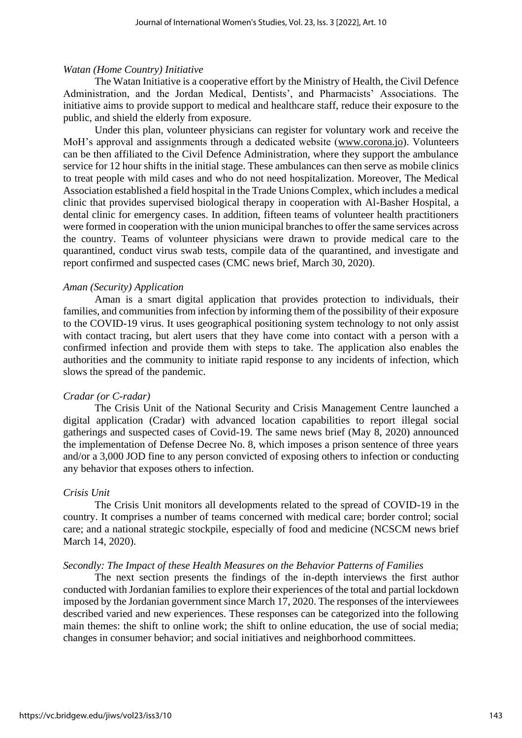*Watan (Home Country) Initiative*

The Watan Initiative is a cooperative effort by the Ministry of Health, the Civil Defence Administration, and the Jordan Medical, Dentists', and Pharmacists' Associations. The initiative aims to provide support to medical and healthcare staff, reduce their exposure to the public, and shield the elderly from exposure.

Under this plan, volunteer physicians can register for voluntary work and receive the MoH's approval and assignments through a dedicated website (www.corona.jo). Volunteers can be then affiliated to the Civil Defence Administration, where they support the ambulance service for 12 hour shifts in the initial stage. These ambulances can then serve as mobile clinics to treat people with mild cases and who do not need hospitalization. Moreover, The Medical Association established a field hospital in the Trade Unions Complex, which includes a medical clinic that provides supervised biological therapy in cooperation with Al-Basher Hospital, a dental clinic for emergency cases. In addition, fifteen teams of volunteer health practitioners were formed in cooperation with the union municipal branches to offer the same services across the country. Teams of volunteer physicians were drawn to provide medical care to the quarantined, conduct virus swab tests, compile data of the quarantined, and investigate and report confirmed and suspected cases (CMC news brief, March 30, 2020).

*Aman (Security) Application*

Aman is a smart digital application that provides protection to individuals, their families, and communities from infection by informing them of the possibility of their exposure to the COVID-19 virus. It uses geographical positioning system technology to not only assist with contact tracing, but alert users that they have come into contact with a person with a confirmed infection and provide them with steps to take. The application also enables the authorities and the community to initiate rapid response to any incidents of infection, which slows the spread of the pandemic.

*Cradar (or C-radar)*

The Crisis Unit of the National Security and Crisis Management Centre launched a digital application (Cradar) with advanced location capabilities to report illegal social gatherings and suspected cases of Covid-19. The same news brief (May 8, 2020) announced the implementation of Defense Decree No. 8, which imposes a prison sentence of three years and/or a 3,000 JOD fine to any person convicted of exposing others to infection or conducting any behavior that exposes others to infection.

*Crisis Unit*

The Crisis Unit monitors all developments related to the spread of COVID-19 in the country. It comprises a number of teams concerned with medical care; border control; social care; and a national strategic stockpile, especially of food and medicine (NCSCM news brief March 14, 2020).

*Secondly: The Impact of these Health Measures on the Behavior Patterns of Families*

The next section presents the findings of the in-depth interviews the first author conducted with Jordanian families to explore their experiences of the total and partial lockdown imposed by the Jordanian government since March 17, 2020. The responses of the interviewees described varied and new experiences. These responses can be categorized into the following main themes: the shift to online work; the shift to online education, the use of social media; changes in consumer behavior; and social initiatives and neighborhood committees.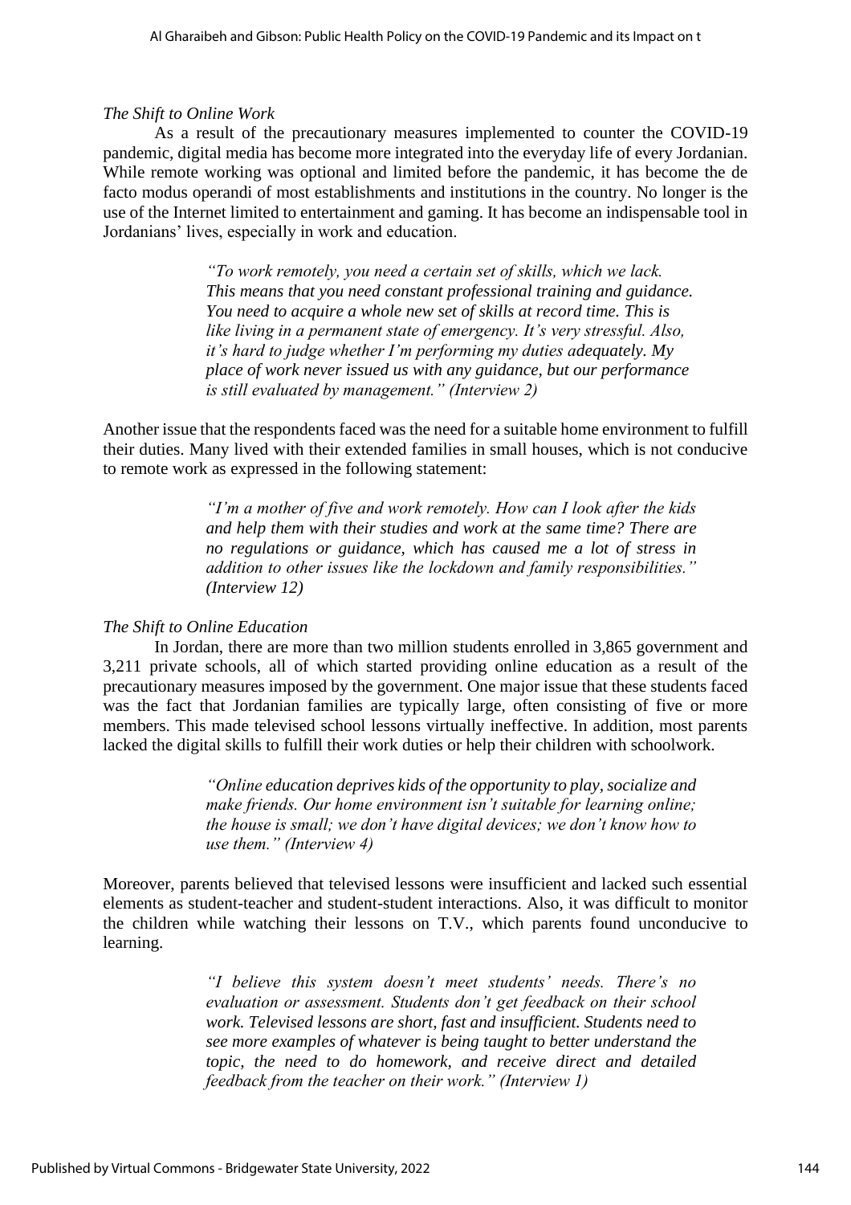*The Shift to Online Work*

As a result of the precautionary measures implemented to counter the COVID-19 pandemic, digital media has become more integrated into the everyday life of every Jordanian. While remote working was optional and limited before the pandemic, it has become the de facto modus operandi of most establishments and institutions in the country. No longer is the use of the Internet limited to entertainment and gaming. It has become an indispensable tool in Jordanians' lives, especially in work and education.

> *"To work remotely, you need a certain set of skills, which we lack. This means that you need constant professional training and guidance. You need to acquire a whole new set of skills at record time. This is like living in a permanent state of emergency. It's very stressful. Also, it's hard to judge whether I'm performing my duties adequately. My place of work never issued us with any guidance, but our performance is still evaluated by management." (Interview 2)*

Another issue that the respondents faced was the need for a suitable home environment to fulfill their duties. Many lived with their extended families in small houses, which is not conducive to remote work as expressed in the following statement:

> *"I'm a mother of five and work remotely. How can I look after the kids and help them with their studies and work at the same time? There are no regulations or guidance, which has caused me a lot of stress in addition to other issues like the lockdown and family responsibilities." (Interview 12)*

*The Shift to Online Education*

In Jordan, there are more than two million students enrolled in 3,865 government and 3,211 private schools, all of which started providing online education as a result of the precautionary measures imposed by the government. One major issue that these students faced was the fact that Jordanian families are typically large, often consisting of five or more members. This made televised school lessons virtually ineffective. In addition, most parents lacked the digital skills to fulfill their work duties or help their children with schoolwork.

> *"Online education deprives kids of the opportunity to play, socialize and make friends. Our home environment isn't suitable for learning online; the house is small; we don't have digital devices; we don't know how to use them." (Interview 4)*

Moreover, parents believed that televised lessons were insufficient and lacked such essential elements as student-teacher and student-student interactions. Also, it was difficult to monitor the children while watching their lessons on T.V., which parents found unconducive to learning.

> *"I believe this system doesn't meet students' needs. There's no evaluation or assessment. Students don't get feedback on their school work. Televised lessons are short, fast and insufficient. Students need to see more examples of whatever is being taught to better understand the topic, the need to do homework, and receive direct and detailed feedback from the teacher on their work." (Interview 1)*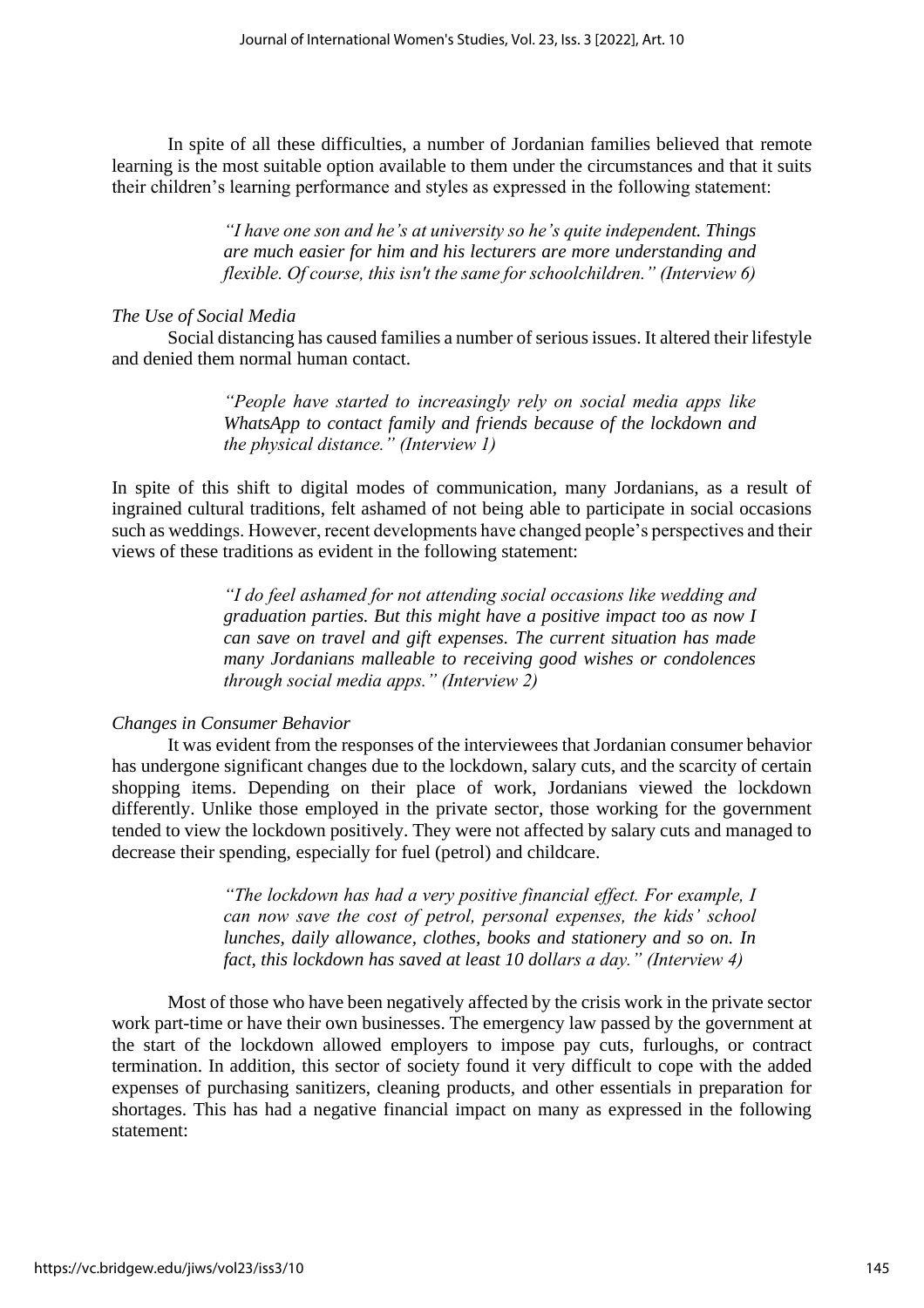In spite of all these difficulties, a number of Jordanian families believed that remote learning is the most suitable option available to them under the circumstances and that it suits their children's learning performance and styles as expressed in the following statement:

> *"I have one son and he's at university so he's quite independent. Things are much easier for him and his lecturers are more understanding and flexible. Of course, this isn't the same for schoolchildren." (Interview 6)*

*The Use of Social Media*

Social distancing has caused families a number of serious issues. It altered their lifestyle and denied them normal human contact.

> *"People have started to increasingly rely on social media apps like WhatsApp to contact family and friends because of the lockdown and the physical distance." (Interview 1)*

In spite of this shift to digital modes of communication, many Jordanians, as a result of ingrained cultural traditions, felt ashamed of not being able to participate in social occasions such as weddings. However, recent developments have changed people's perspectives and their views of these traditions as evident in the following statement:

> *"I do feel ashamed for not attending social occasions like wedding and graduation parties. But this might have a positive impact too as now I can save on travel and gift expenses. The current situation has made many Jordanians malleable to receiving good wishes or condolences through social media apps." (Interview 2)*

*Changes in Consumer Behavior*

It was evident from the responses of the interviewees that Jordanian consumer behavior has undergone significant changes due to the lockdown, salary cuts, and the scarcity of certain shopping items. Depending on their place of work, Jordanians viewed the lockdown differently. Unlike those employed in the private sector, those working for the government tended to view the lockdown positively. They were not affected by salary cuts and managed to decrease their spending, especially for fuel (petrol) and childcare.

> *"The lockdown has had a very positive financial effect. For example, I can now save the cost of petrol, personal expenses, the kids' school lunches, daily allowance, clothes, books and stationery and so on. In fact, this lockdown has saved at least 10 dollars a day." (Interview 4)*

Most of those who have been negatively affected by the crisis work in the private sector work part-time or have their own businesses. The emergency law passed by the government at the start of the lockdown allowed employers to impose pay cuts, furloughs, or contract termination. In addition, this sector of society found it very difficult to cope with the added expenses of purchasing sanitizers, cleaning products, and other essentials in preparation for shortages. This has had a negative financial impact on many as expressed in the following statement: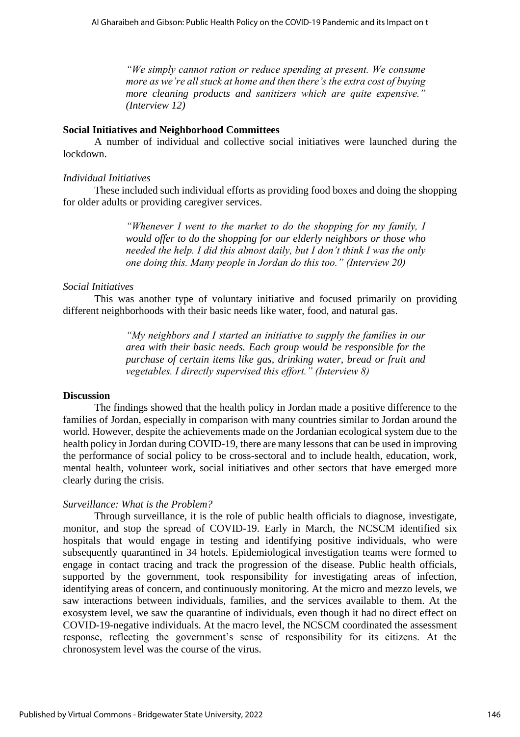> *"We simply cannot ration or reduce spending at present. We consume more as we're all stuck at home and then there's the extra cost of buying more cleaning products and sanitizers which are quite expensive." (Interview 12)*

**Social Initiatives and Neighborhood Committees**

A number of individual and collective social initiatives were launched during the lockdown.

*Individual Initiatives*

These included such individual efforts as providing food boxes and doing the shopping for older adults or providing caregiver services.

> *"Whenever I went to the market to do the shopping for my family, I would offer to do the shopping for our elderly neighbors or those who needed the help. I did this almost daily, but I don't think I was the only one doing this. Many people in Jordan do this too." (Interview 20)*

*Social Initiatives*

This was another type of voluntary initiative and focused primarily on providing different neighborhoods with their basic needs like water, food, and natural gas.

> *"My neighbors and I started an initiative to supply the families in our area with their basic needs. Each group would be responsible for the purchase of certain items like gas, drinking water, bread or fruit and vegetables. I directly supervised this effort." (Interview 8)*

**Discussion**

The findings showed that the health policy in Jordan made a positive difference to the families of Jordan, especially in comparison with many countries similar to Jordan around the world. However, despite the achievements made on the Jordanian ecological system due to the health policy in Jordan during COVID-19, there are many lessons that can be used in improving the performance of social policy to be cross-sectoral and to include health, education, work, mental health, volunteer work, social initiatives and other sectors that have emerged more clearly during the crisis.

*Surveillance: What is the Problem?*

Through surveillance, it is the role of public health officials to diagnose, investigate, monitor, and stop the spread of COVID-19. Early in March, the NCSCM identified six hospitals that would engage in testing and identifying positive individuals, who were subsequently quarantined in 34 hotels. Epidemiological investigation teams were formed to engage in contact tracing and track the progression of the disease. Public health officials, supported by the government, took responsibility for investigating areas of infection, identifying areas of concern, and continuously monitoring. At the micro and mezzo levels, we saw interactions between individuals, families, and the services available to them. At the exosystem level, we saw the quarantine of individuals, even though it had no direct effect on COVID-19-negative individuals. At the macro level, the NCSCM coordinated the assessment response, reflecting the government's sense of responsibility for its citizens. At the chronosystem level was the course of the virus.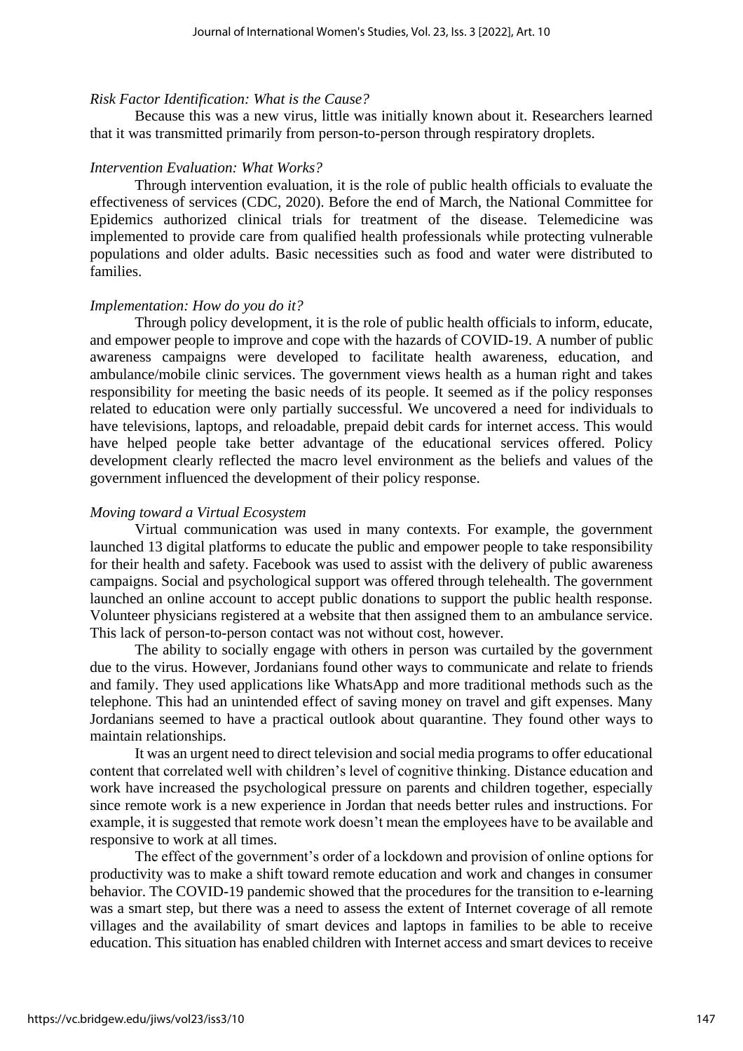*Risk Factor Identification: What is the Cause?*

Because this was a new virus, little was initially known about it. Researchers learned that it was transmitted primarily from person-to-person through respiratory droplets.

*Intervention Evaluation: What Works?*

Through intervention evaluation, it is the role of public health officials to evaluate the effectiveness of services (CDC, 2020). Before the end of March, the National Committee for Epidemics authorized clinical trials for treatment of the disease. Telemedicine was implemented to provide care from qualified health professionals while protecting vulnerable populations and older adults. Basic necessities such as food and water were distributed to families.

*Implementation: How do you do it?*

Through policy development, it is the role of public health officials to inform, educate, and empower people to improve and cope with the hazards of COVID-19. A number of public awareness campaigns were developed to facilitate health awareness, education, and ambulance/mobile clinic services. The government views health as a human right and takes responsibility for meeting the basic needs of its people. It seemed as if the policy responses related to education were only partially successful. We uncovered a need for individuals to have televisions, laptops, and reloadable, prepaid debit cards for internet access. This would have helped people take better advantage of the educational services offered. Policy development clearly reflected the macro level environment as the beliefs and values of the government influenced the development of their policy response.

*Moving toward a Virtual Ecosystem*

Virtual communication was used in many contexts. For example, the government launched 13 digital platforms to educate the public and empower people to take responsibility for their health and safety. Facebook was used to assist with the delivery of public awareness campaigns. Social and psychological support was offered through telehealth. The government launched an online account to accept public donations to support the public health response. Volunteer physicians registered at a website that then assigned them to an ambulance service. This lack of person-to-person contact was not without cost, however.

The ability to socially engage with others in person was curtailed by the government due to the virus. However, Jordanians found other ways to communicate and relate to friends and family. They used applications like WhatsApp and more traditional methods such as the telephone. This had an unintended effect of saving money on travel and gift expenses. Many Jordanians seemed to have a practical outlook about quarantine. They found other ways to maintain relationships.

It was an urgent need to direct television and social media programs to offer educational content that correlated well with children's level of cognitive thinking. Distance education and work have increased the psychological pressure on parents and children together, especially since remote work is a new experience in Jordan that needs better rules and instructions. For example, it is suggested that remote work doesn't mean the employees have to be available and responsive to work at all times.

The effect of the government's order of a lockdown and provision of online options for productivity was to make a shift toward remote education and work and changes in consumer behavior. The COVID-19 pandemic showed that the procedures for the transition to e-learning was a smart step, but there was a need to assess the extent of Internet coverage of all remote villages and the availability of smart devices and laptops in families to be able to receive education. This situation has enabled children with Internet access and smart devices to receive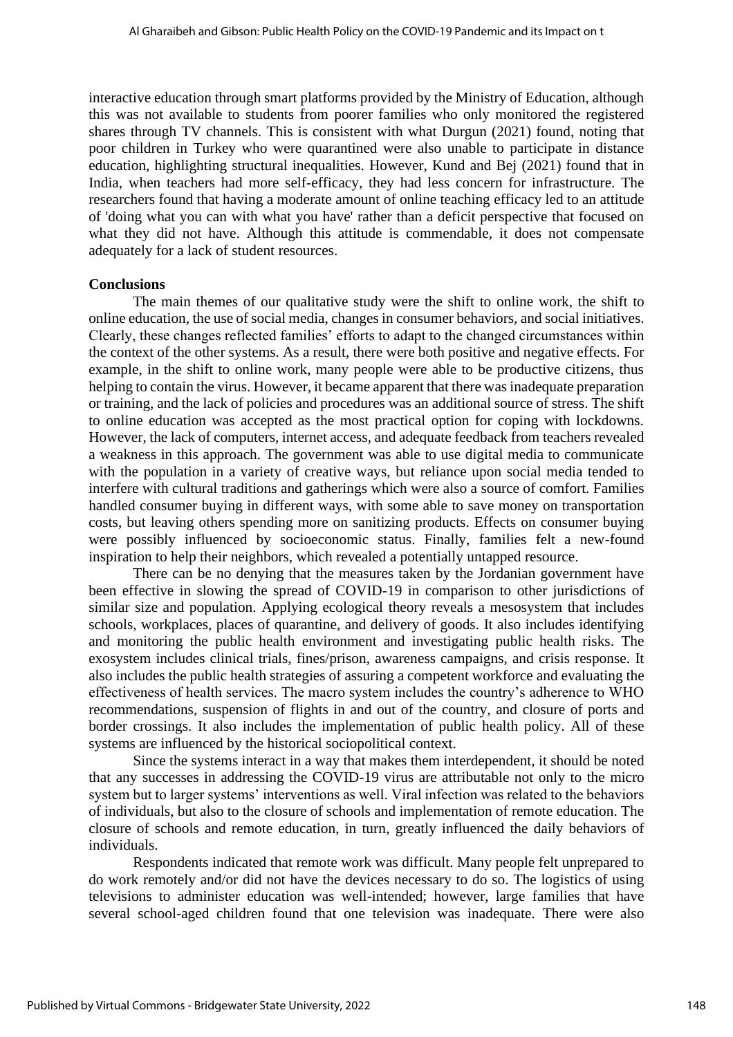interactive education through smart platforms provided by the Ministry of Education, although this was not available to students from poorer families who only monitored the registered shares through TV channels. This is consistent with what Durgun (2021) found, noting that poor children in Turkey who were quarantined were also unable to participate in distance education, highlighting structural inequalities. However, Kund and Bej (2021) found that in India, when teachers had more self-efficacy, they had less concern for infrastructure. The researchers found that having a moderate amount of online teaching efficacy led to an attitude of 'doing what you can with what you have' rather than a deficit perspective that focused on what they did not have. Although this attitude is commendable, it does not compensate adequately for a lack of student resources.

**Conclusions**

The main themes of our qualitative study were the shift to online work, the shift to online education, the use of social media, changes in consumer behaviors, and social initiatives. Clearly, these changes reflected families' efforts to adapt to the changed circumstances within the context of the other systems. As a result, there were both positive and negative effects. For example, in the shift to online work, many people were able to be productive citizens, thus helping to contain the virus. However, it became apparent that there was inadequate preparation or training, and the lack of policies and procedures was an additional source of stress. The shift to online education was accepted as the most practical option for coping with lockdowns. However, the lack of computers, internet access, and adequate feedback from teachers revealed a weakness in this approach. The government was able to use digital media to communicate with the population in a variety of creative ways, but reliance upon social media tended to interfere with cultural traditions and gatherings which were also a source of comfort. Families handled consumer buying in different ways, with some able to save money on transportation costs, but leaving others spending more on sanitizing products. Effects on consumer buying were possibly influenced by socioeconomic status. Finally, families felt a new-found inspiration to help their neighbors, which revealed a potentially untapped resource.

There can be no denying that the measures taken by the Jordanian government have been effective in slowing the spread of COVID-19 in comparison to other jurisdictions of similar size and population. Applying ecological theory reveals a mesosystem that includes schools, workplaces, places of quarantine, and delivery of goods. It also includes identifying and monitoring the public health environment and investigating public health risks. The exosystem includes clinical trials, fines/prison, awareness campaigns, and crisis response. It also includes the public health strategies of assuring a competent workforce and evaluating the effectiveness of health services. The macro system includes the country's adherence to WHO recommendations, suspension of flights in and out of the country, and closure of ports and border crossings. It also includes the implementation of public health policy. All of these systems are influenced by the historical sociopolitical context.

Since the systems interact in a way that makes them interdependent, it should be noted that any successes in addressing the COVID-19 virus are attributable not only to the micro system but to larger systems' interventions as well. Viral infection was related to the behaviors of individuals, but also to the closure of schools and implementation of remote education. The closure of schools and remote education, in turn, greatly influenced the daily behaviors of individuals.

Respondents indicated that remote work was difficult. Many people felt unprepared to do work remotely and/or did not have the devices necessary to do so. The logistics of using televisions to administer education was well-intended; however, large families that have several school-aged children found that one television was inadequate. There were also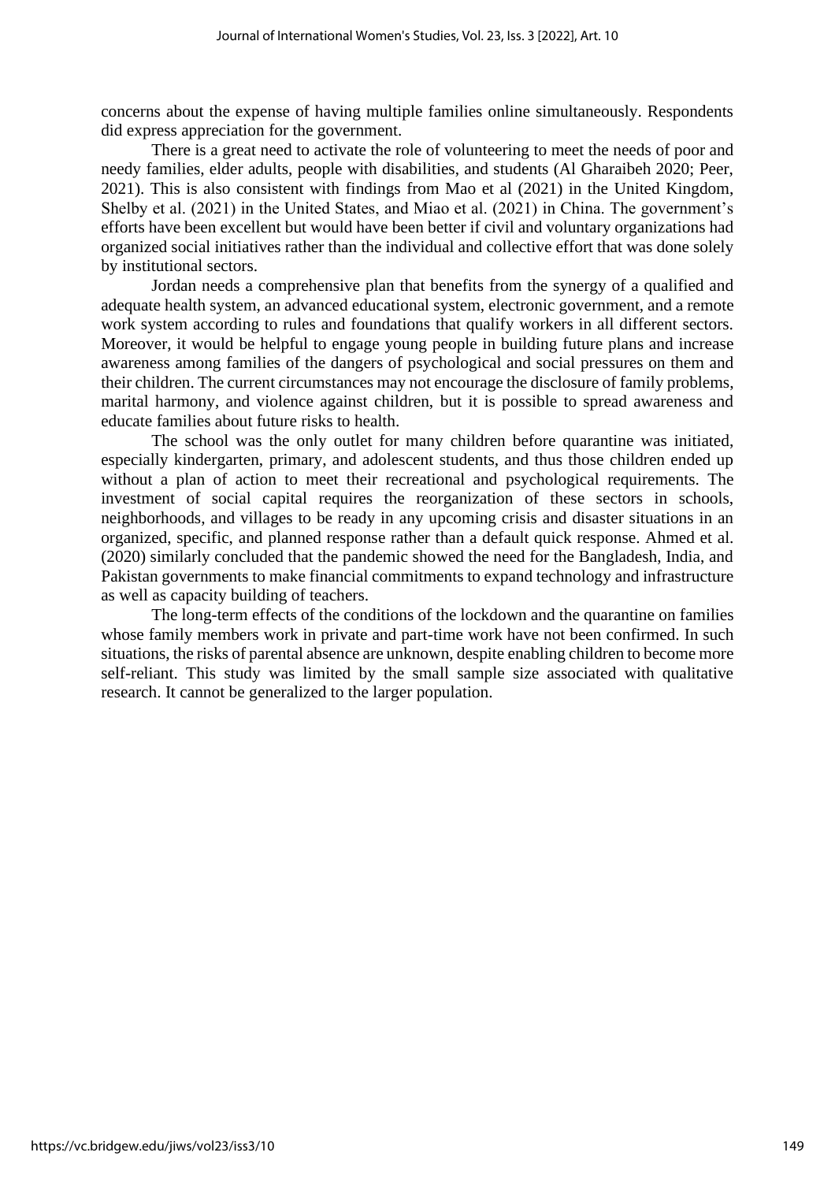concerns about the expense of having multiple families online simultaneously. Respondents did express appreciation for the government.

There is a great need to activate the role of volunteering to meet the needs of poor and needy families, elder adults, people with disabilities, and students (Al Gharaibeh 2020; Peer, 2021). This is also consistent with findings from Mao et al (2021) in the United Kingdom, Shelby et al. (2021) in the United States, and Miao et al. (2021) in China. The government's efforts have been excellent but would have been better if civil and voluntary organizations had organized social initiatives rather than the individual and collective effort that was done solely by institutional sectors.

Jordan needs a comprehensive plan that benefits from the synergy of a qualified and adequate health system, an advanced educational system, electronic government, and a remote work system according to rules and foundations that qualify workers in all different sectors. Moreover, it would be helpful to engage young people in building future plans and increase awareness among families of the dangers of psychological and social pressures on them and their children. The current circumstances may not encourage the disclosure of family problems, marital harmony, and violence against children, but it is possible to spread awareness and educate families about future risks to health.

The school was the only outlet for many children before quarantine was initiated, especially kindergarten, primary, and adolescent students, and thus those children ended up without a plan of action to meet their recreational and psychological requirements. The investment of social capital requires the reorganization of these sectors in schools, neighborhoods, and villages to be ready in any upcoming crisis and disaster situations in an organized, specific, and planned response rather than a default quick response. Ahmed et al. (2020) similarly concluded that the pandemic showed the need for the Bangladesh, India, and Pakistan governments to make financial commitments to expand technology and infrastructure as well as capacity building of teachers.

The long-term effects of the conditions of the lockdown and the quarantine on families whose family members work in private and part-time work have not been confirmed. In such situations, the risks of parental absence are unknown, despite enabling children to become more self-reliant. This study was limited by the small sample size associated with qualitative research. It cannot be generalized to the larger population.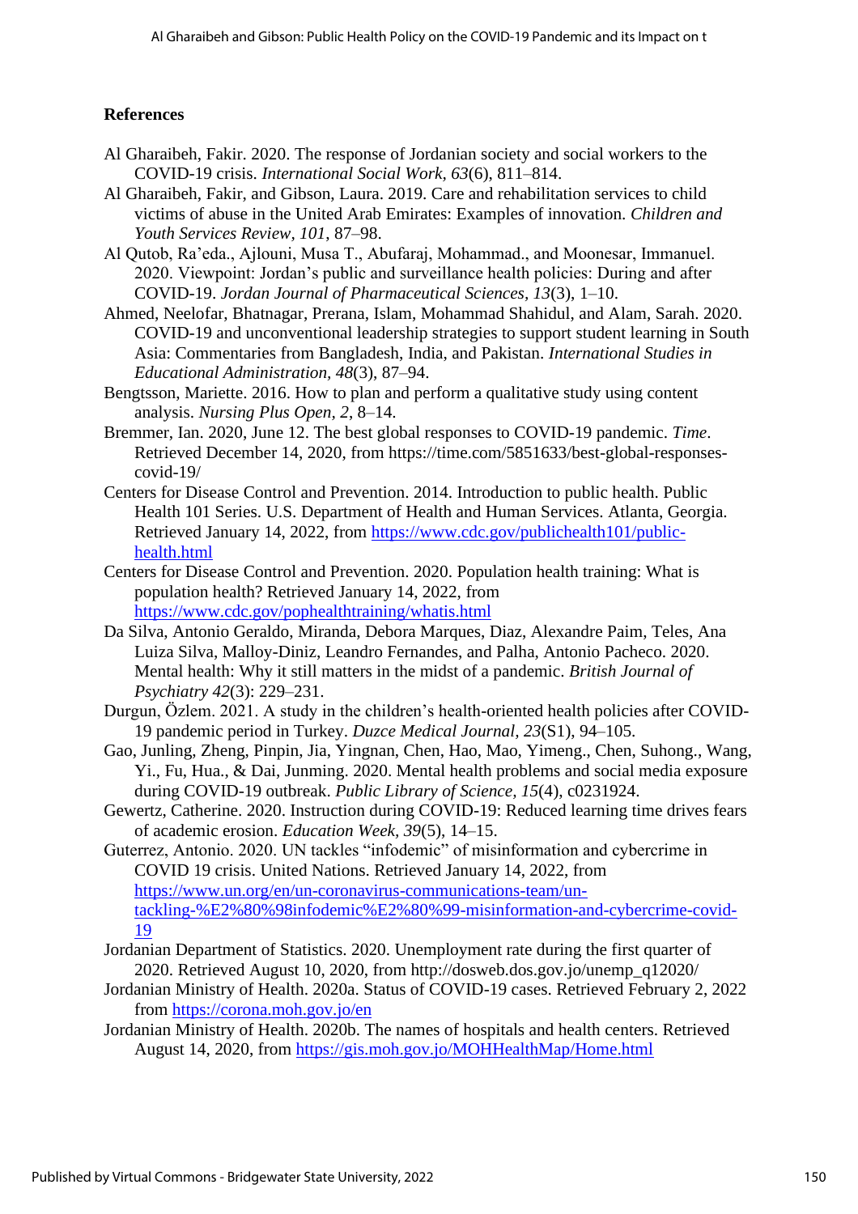## References

Al Gharaibeh, Fakir. 2020. The response of Jordanian society and social workers to the COVID-19 crisis. *International Social Work*, *63*(6), 811–814.

Al Gharaibeh, Fakir, and Gibson, Laura. 2019. Care and rehabilitation services to child victims of abuse in the United Arab Emirates: Examples of innovation. *Children and Youth Services Review*, *101*, 87–98.

Al Qutob, Ra'eda., Ajlouni, Musa T., Abufaraj, Mohammad., and Moonesar, Immanuel. 2020. Viewpoint: Jordan's public and surveillance health policies: During and after COVID-19. *Jordan Journal of Pharmaceutical Sciences, 13*(3), 1–10.

Ahmed, Neelofar, Bhatnagar, Prerana, Islam, Mohammad Shahidul, and Alam, Sarah. 2020. COVID-19 and unconventional leadership strategies to support student learning in South Asia: Commentaries from Bangladesh, India, and Pakistan. *International Studies in Educational Administration, 48*(3), 87–94.

Bengtsson, Mariette. 2016. How to plan and perform a qualitative study using content analysis. *Nursing Plus Open*, *2*, 8–14.

Bremmer, Ian. 2020, June 12. The best global responses to COVID-19 pandemic. *Time*. Retrieved December 14, 2020, from https://time.com/5851633/best-global-responses-covid-19/

Centers for Disease Control and Prevention. 2014. Introduction to public health. Public Health 101 Series. U.S. Department of Health and Human Services. Atlanta, Georgia. Retrieved January 14, 2022, from https://www.cdc.gov/publichealth101/public-health.html

Centers for Disease Control and Prevention. 2020. Population health training: What is population health? Retrieved January 14, 2022, from https://www.cdc.gov/pophealthtraining/whatis.html

Da Silva, Antonio Geraldo, Miranda, Debora Marques, Diaz, Alexandre Paim, Teles, Ana Luiza Silva, Malloy-Diniz, Leandro Fernandes, and Palha, Antonio Pacheco. 2020. Mental health: Why it still matters in the midst of a pandemic. *British Journal of Psychiatry 42*(3): 229–231.

Durgun, Özlem. 2021. A study in the children's health-oriented health policies after COVID-19 pandemic period in Turkey. *Duzce Medical Journal, 23*(S1), 94–105.

Gao, Junling, Zheng, Pinpin, Jia, Yingnan, Chen, Hao, Mao, Yimeng., Chen, Suhong., Wang, Yi., Fu, Hua., & Dai, Junming. 2020. Mental health problems and social media exposure during COVID-19 outbreak. *Public Library of Science, 15*(4), c0231924.

Gewertz, Catherine. 2020. Instruction during COVID-19: Reduced learning time drives fears of academic erosion. *Education Week, 39*(5), 14–15.

Guterrez, Antonio. 2020. UN tackles "infodemic" of misinformation and cybercrime in COVID 19 crisis. United Nations. Retrieved January 14, 2022, from https://www.un.org/en/un-coronavirus-communications-team/un-tackling-%E2%80%98infodemic%E2%80%99-misinformation-and-cybercrime-covid-19

Jordanian Department of Statistics. 2020. Unemployment rate during the first quarter of 2020. Retrieved August 10, 2020, from http://dosweb.dos.gov.jo/unemp_q12020/

Jordanian Ministry of Health. 2020a. Status of COVID-19 cases. Retrieved February 2, 2022 from https://corona.moh.gov.jo/en

Jordanian Ministry of Health. 2020b. The names of hospitals and health centers. Retrieved August 14, 2020, from https://gis.moh.gov.jo/MOHHealthMap/Home.html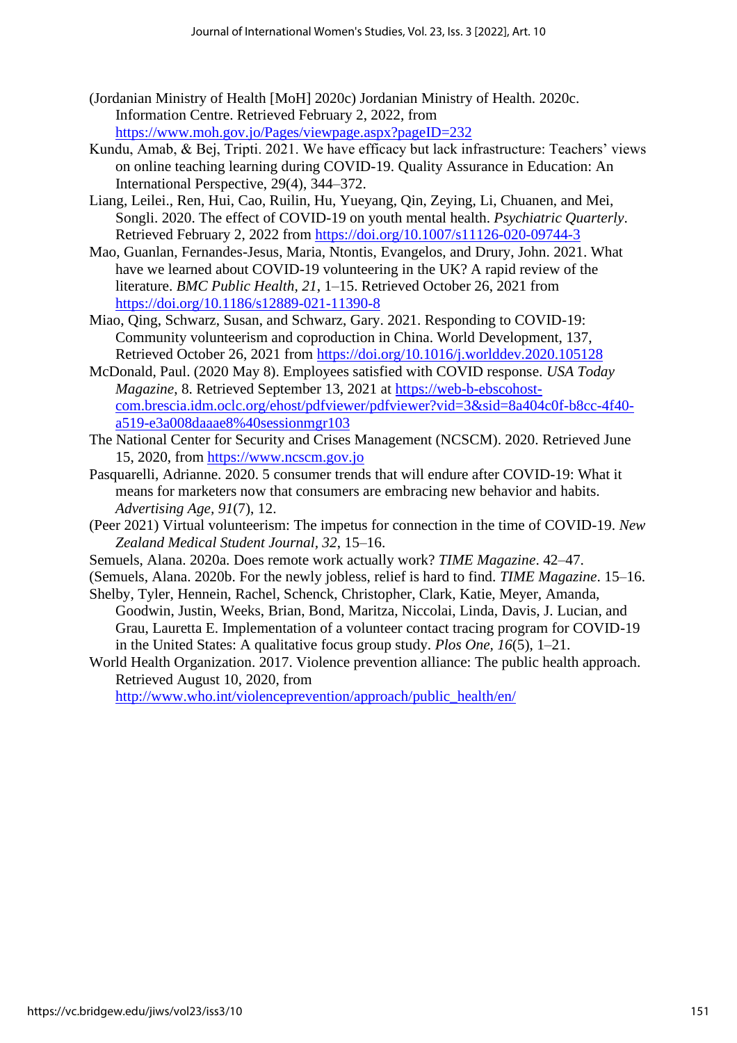(Jordanian Ministry of Health [MoH] 2020c) Jordanian Ministry of Health. 2020c. Information Centre. Retrieved February 2, 2022, from https://www.moh.gov.jo/Pages/viewpage.aspx?pageID=232

Kundu, Amab, & Bej, Tripti. 2021. We have efficacy but lack infrastructure: Teachers' views on online teaching learning during COVID-19. Quality Assurance in Education: An International Perspective, 29(4), 344–372.

Liang, Leilei., Ren, Hui, Cao, Ruilin, Hu, Yueyang, Qin, Zeying, Li, Chuanen, and Mei, Songli. 2020. The effect of COVID-19 on youth mental health. *Psychiatric Quarterly*. Retrieved February 2, 2022 from https://doi.org/10.1007/s11126-020-09744-3

Mao, Guanlan, Fernandes-Jesus, Maria, Ntontis, Evangelos, and Drury, John. 2021. What have we learned about COVID-19 volunteering in the UK? A rapid review of the literature. *BMC Public Health*, *21*, 1–15. Retrieved October 26, 2021 from https://doi.org/10.1186/s12889-021-11390-8

Miao, Qing, Schwarz, Susan, and Schwarz, Gary. 2021. Responding to COVID-19: Community volunteerism and coproduction in China. World Development, 137, Retrieved October 26, 2021 from https://doi.org/10.1016/j.worlddev.2020.105128

McDonald, Paul. (2020 May 8). Employees satisfied with COVID response. *USA Today Magazine*, 8. Retrieved September 13, 2021 at https://web-b-ebscohost-com.brescia.idm.oclc.org/ehost/pdfviewer/pdfviewer?vid=3&sid=8a404c0f-b8cc-4f40-a519-e3a008daaae8%40sessionmgr103

The National Center for Security and Crises Management (NCSCM). 2020. Retrieved June 15, 2020, from https://www.ncscm.gov.jo

Pasquarelli, Adrianne. 2020. 5 consumer trends that will endure after COVID-19: What it means for marketers now that consumers are embracing new behavior and habits. *Advertising Age, 91*(7), 12.

(Peer 2021) Virtual volunteerism: The impetus for connection in the time of COVID-19. *New Zealand Medical Student Journal, 32*, 15–16.

Semuels, Alana. 2020a. Does remote work actually work? *TIME Magazine*. 42–47.

(Semuels, Alana. 2020b. For the newly jobless, relief is hard to find. *TIME Magazine*. 15–16.

Shelby, Tyler, Hennein, Rachel, Schenck, Christopher, Clark, Katie, Meyer, Amanda, Goodwin, Justin, Weeks, Brian, Bond, Maritza, Niccolai, Linda, Davis, J. Lucian, and Grau, Lauretta E. Implementation of a volunteer contact tracing program for COVID-19 in the United States: A qualitative focus group study. *Plos One, 16*(5), 1–21.

World Health Organization. 2017. Violence prevention alliance: The public health approach. Retrieved August 10, 2020, from http://www.who.int/violenceprevention/approach/public_health/en/